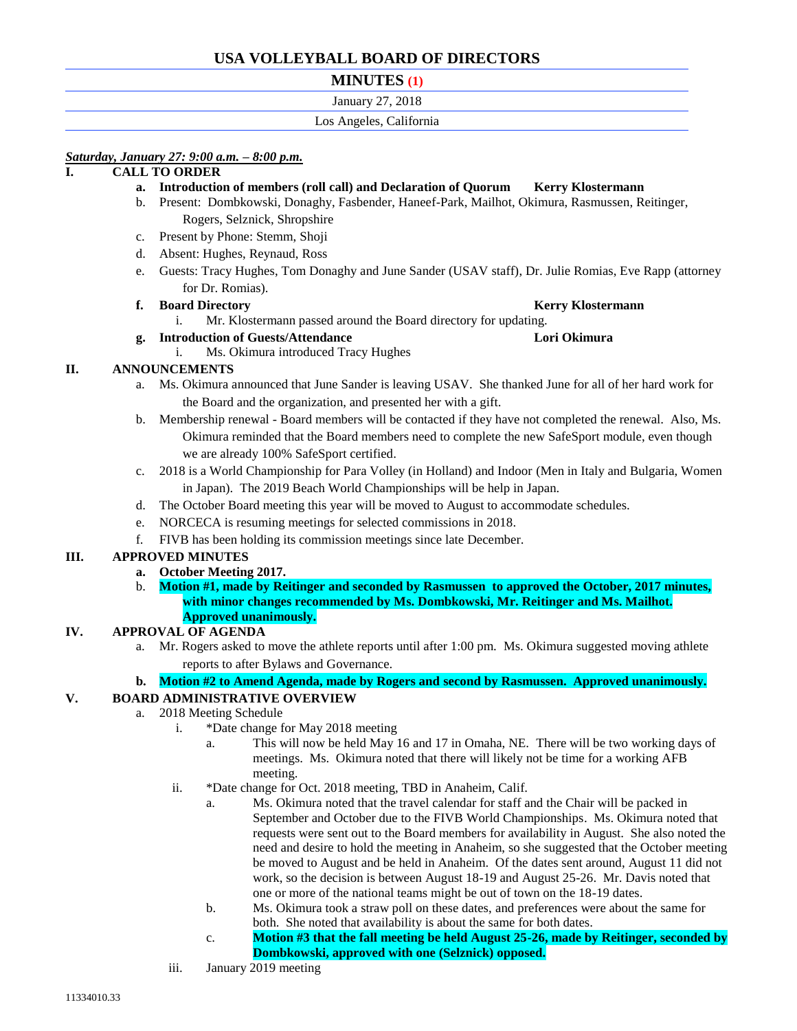# USA VOLLEYBALL BOARD OF DIRECTORS

## MINUTES (1)

January 27, 2018

Los Angeles, California

***Saturday, January 27: 9:00 a.m. – 8:00 p.m.***

**I. CALL TO ORDER**

- **a. Introduction of members (roll call) and Declaration of Quorum — Kerry Klostermann**
- b. Present: Dombkowski, Donaghy, Fasbender, Haneef-Park, Mailhot, Okimura, Rasmussen, Reitinger, Rogers, Selznick, Shropshire
- c. Present by Phone: Stemm, Shoji
- d. Absent: Hughes, Reynaud, Ross
- e. Guests: Tracy Hughes, Tom Donaghy and June Sander (USAV staff), Dr. Julie Romias, Eve Rapp (attorney for Dr. Romias).
- **f. Board Directory — Kerry Klostermann**
  - i. Mr. Klostermann passed around the Board directory for updating.
- **g. Introduction of Guests/Attendance — Lori Okimura**
  - i. Ms. Okimura introduced Tracy Hughes

**II. ANNOUNCEMENTS**

- a. Ms. Okimura announced that June Sander is leaving USAV. She thanked June for all of her hard work for the Board and the organization, and presented her with a gift.
- b. Membership renewal - Board members will be contacted if they have not completed the renewal. Also, Ms. Okimura reminded that the Board members need to complete the new SafeSport module, even though we are already 100% SafeSport certified.
- c. 2018 is a World Championship for Para Volley (in Holland) and Indoor (Men in Italy and Bulgaria, Women in Japan). The 2019 Beach World Championships will be help in Japan.
- d. The October Board meeting this year will be moved to August to accommodate schedules.
- e. NORCECA is resuming meetings for selected commissions in 2018.
- f. FIVB has been holding its commission meetings since late December.

**III. APPROVED MINUTES**

- **a. October Meeting 2017.**
- b. **Motion #1, made by Reitinger and seconded by Rasmussen to approved the October, 2017 minutes, with minor changes recommended by Ms. Dombkowski, Mr. Reitinger and Ms. Mailhot. Approved unanimously.**

**IV. APPROVAL OF AGENDA**

- a. Mr. Rogers asked to move the athlete reports until after 1:00 pm. Ms. Okimura suggested moving athlete reports to after Bylaws and Governance.
- **b. Motion #2 to Amend Agenda, made by Rogers and second by Rasmussen. Approved unanimously.**

**V. BOARD ADMINISTRATIVE OVERVIEW**

- a. 2018 Meeting Schedule
  - i. *Date change for May 2018 meeting
    - a. This will now be held May 16 and 17 in Omaha, NE. There will be two working days of meetings. Ms. Okimura noted that there will likely not be time for a working AFB meeting.
  - ii. *Date change for Oct. 2018 meeting, TBD in Anaheim, Calif.
    - a. Ms. Okimura noted that the travel calendar for staff and the Chair will be packed in September and October due to the FIVB World Championships. Ms. Okimura noted that requests were sent out to the Board members for availability in August. She also noted the need and desire to hold the meeting in Anaheim, so she suggested that the October meeting be moved to August and be held in Anaheim. Of the dates sent around, August 11 did not work, so the decision is between August 18-19 and August 25-26. Mr. Davis noted that one or more of the national teams might be out of town on the 18-19 dates.
    - b. Ms. Okimura took a straw poll on these dates, and preferences were about the same for both. She noted that availability is about the same for both dates.
    - c. **Motion #3 that the fall meeting be held August 25-26, made by Reitinger, seconded by Dombkowski, approved with one (Selznick) opposed.**
  - iii. January 2019 meeting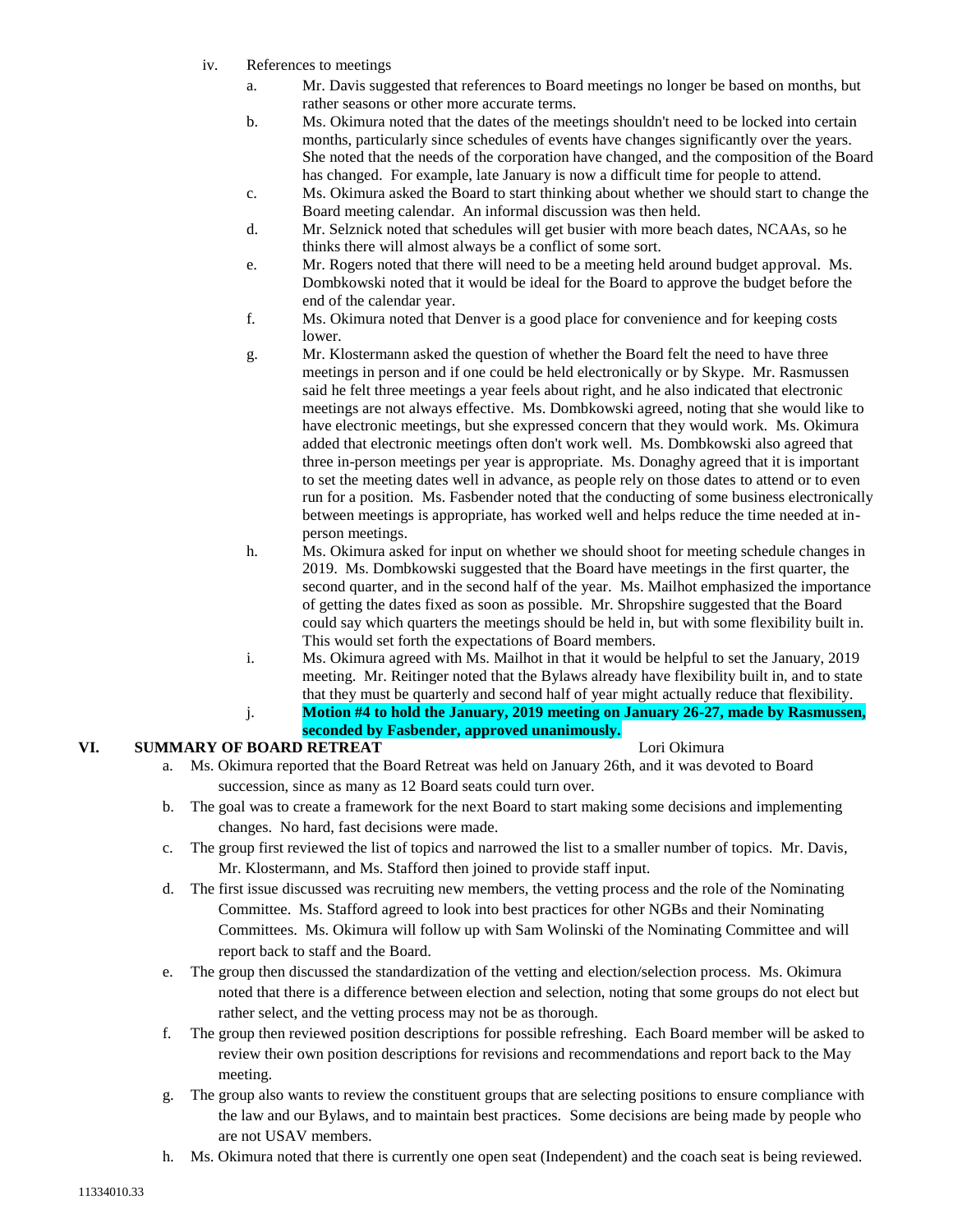iv. References to meetings

a. Mr. Davis suggested that references to Board meetings no longer be based on months, but rather seasons or other more accurate terms.

b. Ms. Okimura noted that the dates of the meetings shouldn't need to be locked into certain months, particularly since schedules of events have changes significantly over the years. She noted that the needs of the corporation have changed, and the composition of the Board has changed. For example, late January is now a difficult time for people to attend.

c. Ms. Okimura asked the Board to start thinking about whether we should start to change the Board meeting calendar. An informal discussion was then held.

d. Mr. Selznick noted that schedules will get busier with more beach dates, NCAAs, so he thinks there will almost always be a conflict of some sort.

e. Mr. Rogers noted that there will need to be a meeting held around budget approval. Ms. Dombkowski noted that it would be ideal for the Board to approve the budget before the end of the calendar year.

f. Ms. Okimura noted that Denver is a good place for convenience and for keeping costs lower.

g. Mr. Klostermann asked the question of whether the Board felt the need to have three meetings in person and if one could be held electronically or by Skype. Mr. Rasmussen said he felt three meetings a year feels about right, and he also indicated that electronic meetings are not always effective. Ms. Dombkowski agreed, noting that she would like to have electronic meetings, but she expressed concern that they would work. Ms. Okimura added that electronic meetings often don't work well. Ms. Dombkowski also agreed that three in-person meetings per year is appropriate. Ms. Donaghy agreed that it is important to set the meeting dates well in advance, as people rely on those dates to attend or to even run for a position. Ms. Fasbender noted that the conducting of some business electronically between meetings is appropriate, has worked well and helps reduce the time needed at in-person meetings.

h. Ms. Okimura asked for input on whether we should shoot for meeting schedule changes in 2019. Ms. Dombkowski suggested that the Board have meetings in the first quarter, the second quarter, and in the second half of the year. Ms. Mailhot emphasized the importance of getting the dates fixed as soon as possible. Mr. Shropshire suggested that the Board could say which quarters the meetings should be held in, but with some flexibility built in. This would set forth the expectations of Board members.

i. Ms. Okimura agreed with Ms. Mailhot in that it would be helpful to set the January, 2019 meeting. Mr. Reitinger noted that the Bylaws already have flexibility built in, and to state that they must be quarterly and second half of year might actually reduce that flexibility.

j. **Motion #4 to hold the January, 2019 meeting on January 26-27, made by Rasmussen, seconded by Fasbender, approved unanimously.**

## VI. SUMMARY OF BOARD RETREAT — Lori Okimura

a. Ms. Okimura reported that the Board Retreat was held on January 26th, and it was devoted to Board succession, since as many as 12 Board seats could turn over.

b. The goal was to create a framework for the next Board to start making some decisions and implementing changes. No hard, fast decisions were made.

c. The group first reviewed the list of topics and narrowed the list to a smaller number of topics. Mr. Davis, Mr. Klostermann, and Ms. Stafford then joined to provide staff input.

d. The first issue discussed was recruiting new members, the vetting process and the role of the Nominating Committee. Ms. Stafford agreed to look into best practices for other NGBs and their Nominating Committees. Ms. Okimura will follow up with Sam Wolinski of the Nominating Committee and will report back to staff and the Board.

e. The group then discussed the standardization of the vetting and election/selection process. Ms. Okimura noted that there is a difference between election and selection, noting that some groups do not elect but rather select, and the vetting process may not be as thorough.

f. The group then reviewed position descriptions for possible refreshing. Each Board member will be asked to review their own position descriptions for revisions and recommendations and report back to the May meeting.

g. The group also wants to review the constituent groups that are selecting positions to ensure compliance with the law and our Bylaws, and to maintain best practices. Some decisions are being made by people who are not USAV members.

h. Ms. Okimura noted that there is currently one open seat (Independent) and the coach seat is being reviewed.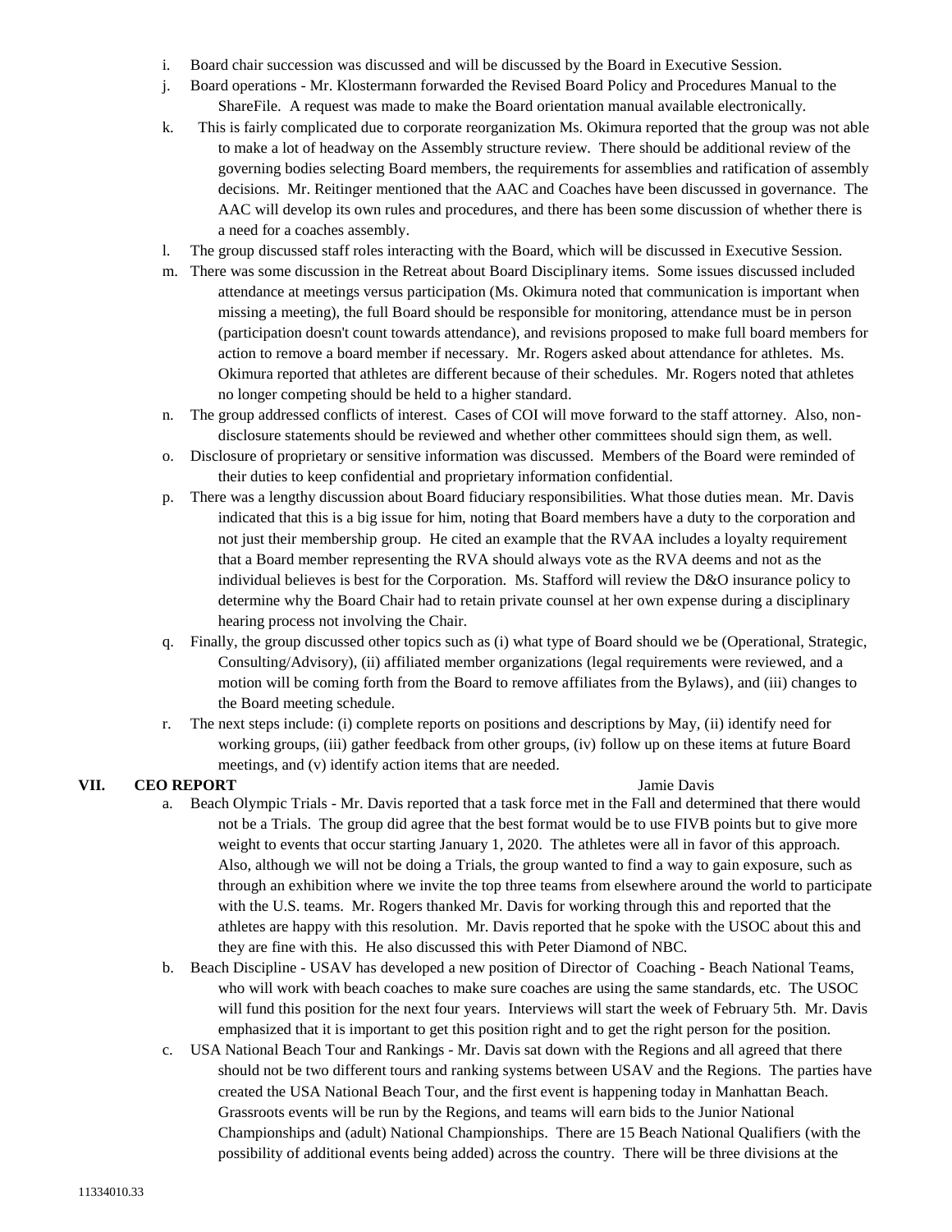i. Board chair succession was discussed and will be discussed by the Board in Executive Session.

j. Board operations - Mr. Klostermann forwarded the Revised Board Policy and Procedures Manual to the ShareFile. A request was made to make the Board orientation manual available electronically.

k. This is fairly complicated due to corporate reorganization Ms. Okimura reported that the group was not able to make a lot of headway on the Assembly structure review. There should be additional review of the governing bodies selecting Board members, the requirements for assemblies and ratification of assembly decisions. Mr. Reitinger mentioned that the AAC and Coaches have been discussed in governance. The AAC will develop its own rules and procedures, and there has been some discussion of whether there is a need for a coaches assembly.

l. The group discussed staff roles interacting with the Board, which will be discussed in Executive Session.

m. There was some discussion in the Retreat about Board Disciplinary items. Some issues discussed included attendance at meetings versus participation (Ms. Okimura noted that communication is important when missing a meeting), the full Board should be responsible for monitoring, attendance must be in person (participation doesn't count towards attendance), and revisions proposed to make full board members for action to remove a board member if necessary. Mr. Rogers asked about attendance for athletes. Ms. Okimura reported that athletes are different because of their schedules. Mr. Rogers noted that athletes no longer competing should be held to a higher standard.

n. The group addressed conflicts of interest. Cases of COI will move forward to the staff attorney. Also, non-disclosure statements should be reviewed and whether other committees should sign them, as well.

o. Disclosure of proprietary or sensitive information was discussed. Members of the Board were reminded of their duties to keep confidential and proprietary information confidential.

p. There was a lengthy discussion about Board fiduciary responsibilities. What those duties mean. Mr. Davis indicated that this is a big issue for him, noting that Board members have a duty to the corporation and not just their membership group. He cited an example that the RVAA includes a loyalty requirement that a Board member representing the RVA should always vote as the RVA deems and not as the individual believes is best for the Corporation. Ms. Stafford will review the D&O insurance policy to determine why the Board Chair had to retain private counsel at her own expense during a disciplinary hearing process not involving the Chair.

q. Finally, the group discussed other topics such as (i) what type of Board should we be (Operational, Strategic, Consulting/Advisory), (ii) affiliated member organizations (legal requirements were reviewed, and a motion will be coming forth from the Board to remove affiliates from the Bylaws), and (iii) changes to the Board meeting schedule.

r. The next steps include: (i) complete reports on positions and descriptions by May, (ii) identify need for working groups, (iii) gather feedback from other groups, (iv) follow up on these items at future Board meetings, and (v) identify action items that are needed.

**VII. CEO REPORT** Jamie Davis

a. Beach Olympic Trials - Mr. Davis reported that a task force met in the Fall and determined that there would not be a Trials. The group did agree that the best format would be to use FIVB points but to give more weight to events that occur starting January 1, 2020. The athletes were all in favor of this approach. Also, although we will not be doing a Trials, the group wanted to find a way to gain exposure, such as through an exhibition where we invite the top three teams from elsewhere around the world to participate with the U.S. teams. Mr. Rogers thanked Mr. Davis for working through this and reported that the athletes are happy with this resolution. Mr. Davis reported that he spoke with the USOC about this and they are fine with this. He also discussed this with Peter Diamond of NBC.

b. Beach Discipline - USAV has developed a new position of Director of Coaching - Beach National Teams, who will work with beach coaches to make sure coaches are using the same standards, etc. The USOC will fund this position for the next four years. Interviews will start the week of February 5th. Mr. Davis emphasized that it is important to get this position right and to get the right person for the position.

c. USA National Beach Tour and Rankings - Mr. Davis sat down with the Regions and all agreed that there should not be two different tours and ranking systems between USAV and the Regions. The parties have created the USA National Beach Tour, and the first event is happening today in Manhattan Beach. Grassroots events will be run by the Regions, and teams will earn bids to the Junior National Championships and (adult) National Championships. There are 15 Beach National Qualifiers (with the possibility of additional events being added) across the country. There will be three divisions at the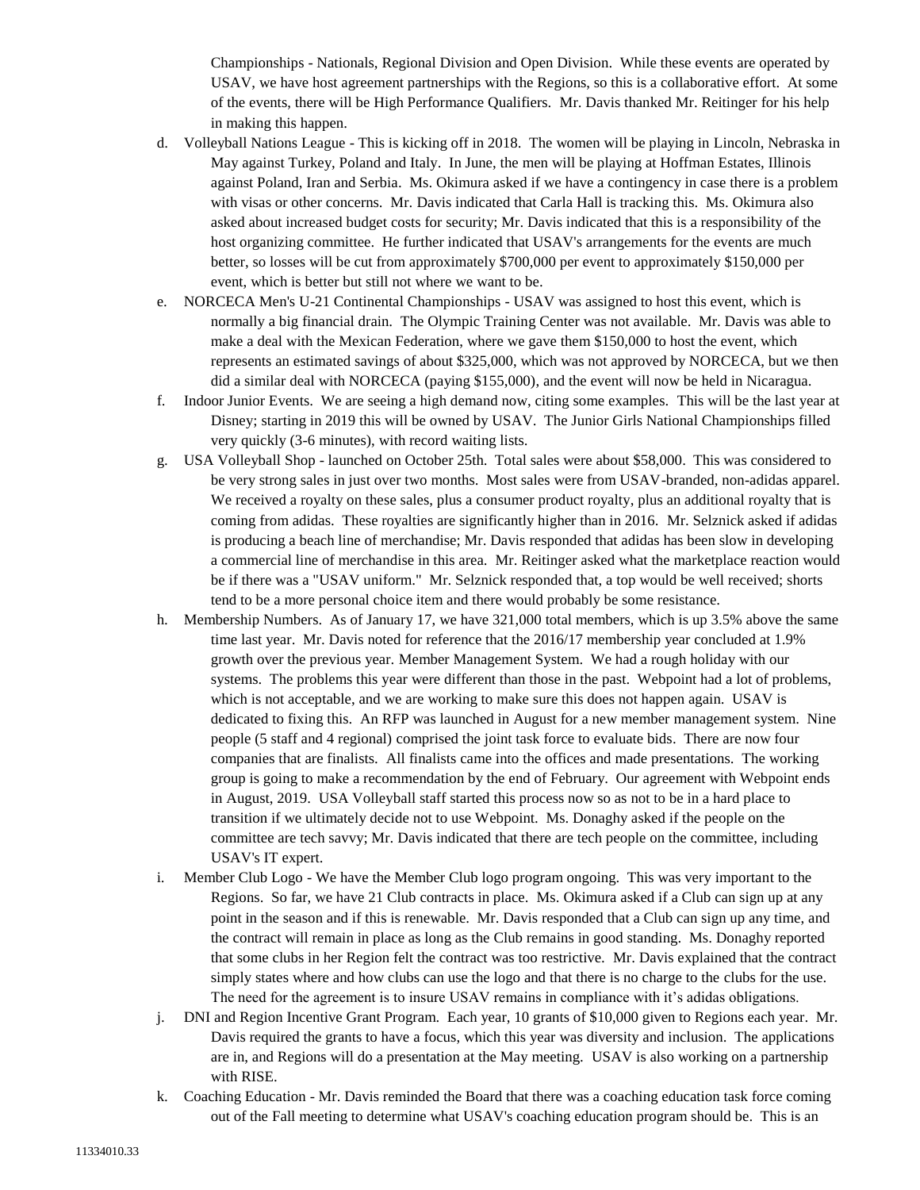Championships - Nationals, Regional Division and Open Division. While these events are operated by USAV, we have host agreement partnerships with the Regions, so this is a collaborative effort. At some of the events, there will be High Performance Qualifiers. Mr. Davis thanked Mr. Reitinger for his help in making this happen.

d. Volleyball Nations League - This is kicking off in 2018. The women will be playing in Lincoln, Nebraska in May against Turkey, Poland and Italy. In June, the men will be playing at Hoffman Estates, Illinois against Poland, Iran and Serbia. Ms. Okimura asked if we have a contingency in case there is a problem with visas or other concerns. Mr. Davis indicated that Carla Hall is tracking this. Ms. Okimura also asked about increased budget costs for security; Mr. Davis indicated that this is a responsibility of the host organizing committee. He further indicated that USAV's arrangements for the events are much better, so losses will be cut from approximately $700,000 per event to approximately $150,000 per event, which is better but still not where we want to be.

e. NORCECA Men's U-21 Continental Championships - USAV was assigned to host this event, which is normally a big financial drain. The Olympic Training Center was not available. Mr. Davis was able to make a deal with the Mexican Federation, where we gave them $150,000 to host the event, which represents an estimated savings of about $325,000, which was not approved by NORCECA, but we then did a similar deal with NORCECA (paying $155,000), and the event will now be held in Nicaragua.

f. Indoor Junior Events. We are seeing a high demand now, citing some examples. This will be the last year at Disney; starting in 2019 this will be owned by USAV. The Junior Girls National Championships filled very quickly (3-6 minutes), with record waiting lists.

g. USA Volleyball Shop - launched on October 25th. Total sales were about $58,000. This was considered to be very strong sales in just over two months. Most sales were from USAV-branded, non-adidas apparel. We received a royalty on these sales, plus a consumer product royalty, plus an additional royalty that is coming from adidas. These royalties are significantly higher than in 2016. Mr. Selznick asked if adidas is producing a beach line of merchandise; Mr. Davis responded that adidas has been slow in developing a commercial line of merchandise in this area. Mr. Reitinger asked what the marketplace reaction would be if there was a "USAV uniform." Mr. Selznick responded that, a top would be well received; shorts tend to be a more personal choice item and there would probably be some resistance.

h. Membership Numbers. As of January 17, we have 321,000 total members, which is up 3.5% above the same time last year. Mr. Davis noted for reference that the 2016/17 membership year concluded at 1.9% growth over the previous year. Member Management System. We had a rough holiday with our systems. The problems this year were different than those in the past. Webpoint had a lot of problems, which is not acceptable, and we are working to make sure this does not happen again. USAV is dedicated to fixing this. An RFP was launched in August for a new member management system. Nine people (5 staff and 4 regional) comprised the joint task force to evaluate bids. There are now four companies that are finalists. All finalists came into the offices and made presentations. The working group is going to make a recommendation by the end of February. Our agreement with Webpoint ends in August, 2019. USA Volleyball staff started this process now so as not to be in a hard place to transition if we ultimately decide not to use Webpoint. Ms. Donaghy asked if the people on the committee are tech savvy; Mr. Davis indicated that there are tech people on the committee, including USAV's IT expert.

i. Member Club Logo - We have the Member Club logo program ongoing. This was very important to the Regions. So far, we have 21 Club contracts in place. Ms. Okimura asked if a Club can sign up at any point in the season and if this is renewable. Mr. Davis responded that a Club can sign up any time, and the contract will remain in place as long as the Club remains in good standing. Ms. Donaghy reported that some clubs in her Region felt the contract was too restrictive. Mr. Davis explained that the contract simply states where and how clubs can use the logo and that there is no charge to the clubs for the use. The need for the agreement is to insure USAV remains in compliance with it's adidas obligations.

j. DNI and Region Incentive Grant Program. Each year, 10 grants of $10,000 given to Regions each year. Mr. Davis required the grants to have a focus, which this year was diversity and inclusion. The applications are in, and Regions will do a presentation at the May meeting. USAV is also working on a partnership with RISE.

k. Coaching Education - Mr. Davis reminded the Board that there was a coaching education task force coming out of the Fall meeting to determine what USAV's coaching education program should be. This is an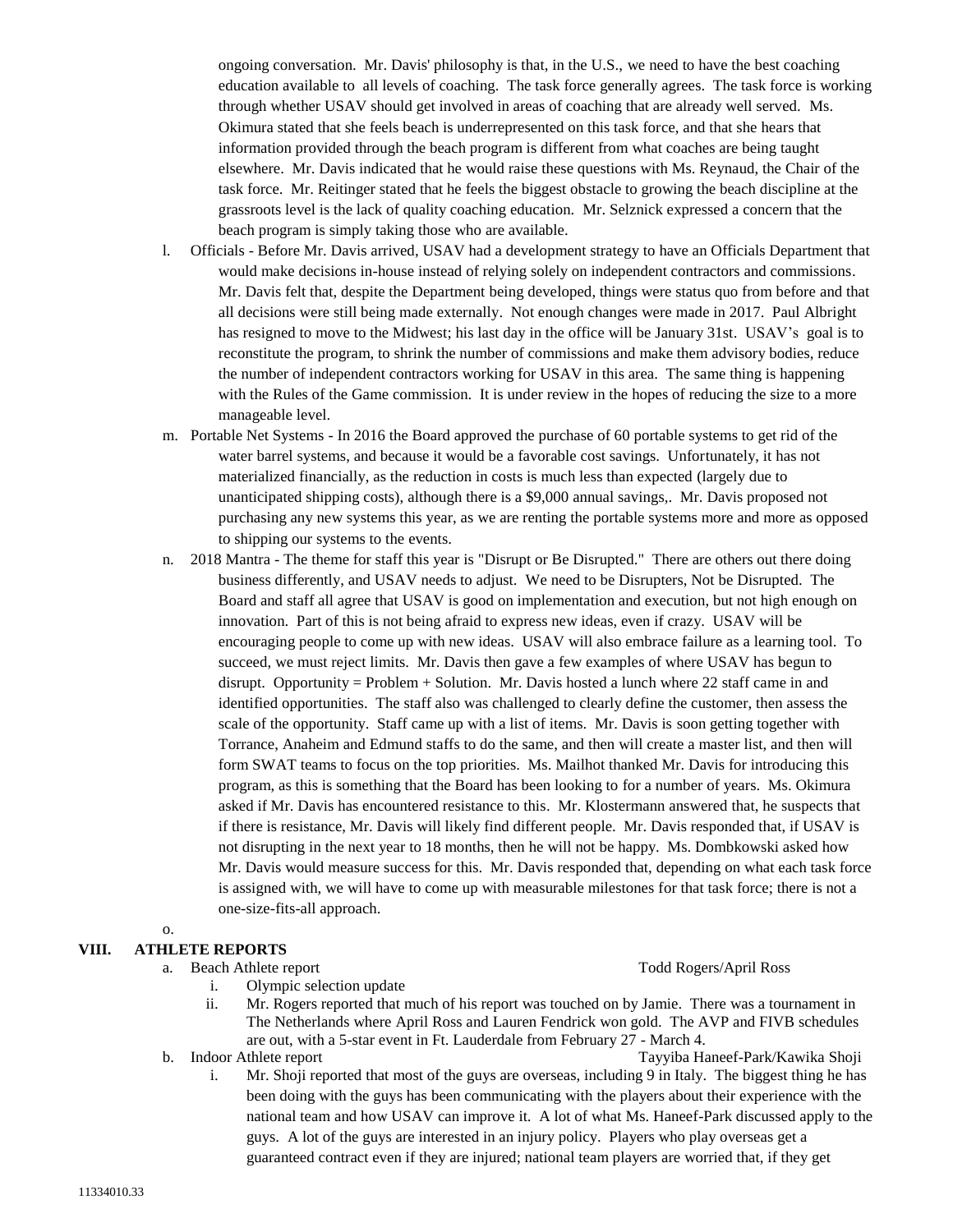ongoing conversation. Mr. Davis' philosophy is that, in the U.S., we need to have the best coaching education available to all levels of coaching. The task force generally agrees. The task force is working through whether USAV should get involved in areas of coaching that are already well served. Ms. Okimura stated that she feels beach is underrepresented on this task force, and that she hears that information provided through the beach program is different from what coaches are being taught elsewhere. Mr. Davis indicated that he would raise these questions with Ms. Reynaud, the Chair of the task force. Mr. Reitinger stated that he feels the biggest obstacle to growing the beach discipline at the grassroots level is the lack of quality coaching education. Mr. Selznick expressed a concern that the beach program is simply taking those who are available.

l. Officials - Before Mr. Davis arrived, USAV had a development strategy to have an Officials Department that would make decisions in-house instead of relying solely on independent contractors and commissions. Mr. Davis felt that, despite the Department being developed, things were status quo from before and that all decisions were still being made externally. Not enough changes were made in 2017. Paul Albright has resigned to move to the Midwest; his last day in the office will be January 31st. USAV's goal is to reconstitute the program, to shrink the number of commissions and make them advisory bodies, reduce the number of independent contractors working for USAV in this area. The same thing is happening with the Rules of the Game commission. It is under review in the hopes of reducing the size to a more manageable level.

m. Portable Net Systems - In 2016 the Board approved the purchase of 60 portable systems to get rid of the water barrel systems, and because it would be a favorable cost savings. Unfortunately, it has not materialized financially, as the reduction in costs is much less than expected (largely due to unanticipated shipping costs), although there is a $9,000 annual savings,. Mr. Davis proposed not purchasing any new systems this year, as we are renting the portable systems more and more as opposed to shipping our systems to the events.

n. 2018 Mantra - The theme for staff this year is "Disrupt or Be Disrupted." There are others out there doing business differently, and USAV needs to adjust. We need to be Disrupters, Not be Disrupted. The Board and staff all agree that USAV is good on implementation and execution, but not high enough on innovation. Part of this is not being afraid to express new ideas, even if crazy. USAV will be encouraging people to come up with new ideas. USAV will also embrace failure as a learning tool. To succeed, we must reject limits. Mr. Davis then gave a few examples of where USAV has begun to disrupt. Opportunity = Problem + Solution. Mr. Davis hosted a lunch where 22 staff came in and identified opportunities. The staff also was challenged to clearly define the customer, then assess the scale of the opportunity. Staff came up with a list of items. Mr. Davis is soon getting together with Torrance, Anaheim and Edmund staffs to do the same, and then will create a master list, and then will form SWAT teams to focus on the top priorities. Ms. Mailhot thanked Mr. Davis for introducing this program, as this is something that the Board has been looking to for a number of years. Ms. Okimura asked if Mr. Davis has encountered resistance to this. Mr. Klostermann answered that, he suspects that if there is resistance, Mr. Davis will likely find different people. Mr. Davis responded that, if USAV is not disrupting in the next year to 18 months, then he will not be happy. Ms. Dombkowski asked how Mr. Davis would measure success for this. Mr. Davis responded that, depending on what each task force is assigned with, we will have to come up with measurable milestones for that task force; there is not a one-size-fits-all approach.

o.

## VIII. ATHLETE REPORTS

a. Beach Athlete report — Todd Rogers/April Ross

   i. Olympic selection update

   ii. Mr. Rogers reported that much of his report was touched on by Jamie. There was a tournament in The Netherlands where April Ross and Lauren Fendrick won gold. The AVP and FIVB schedules are out, with a 5-star event in Ft. Lauderdale from February 27 - March 4.

b. Indoor Athlete report — Tayyiba Haneef-Park/Kawika Shoji

   i. Mr. Shoji reported that most of the guys are overseas, including 9 in Italy. The biggest thing he has been doing with the guys has been communicating with the players about their experience with the national team and how USAV can improve it. A lot of what Ms. Haneef-Park discussed apply to the guys. A lot of the guys are interested in an injury policy. Players who play overseas get a guaranteed contract even if they are injured; national team players are worried that, if they get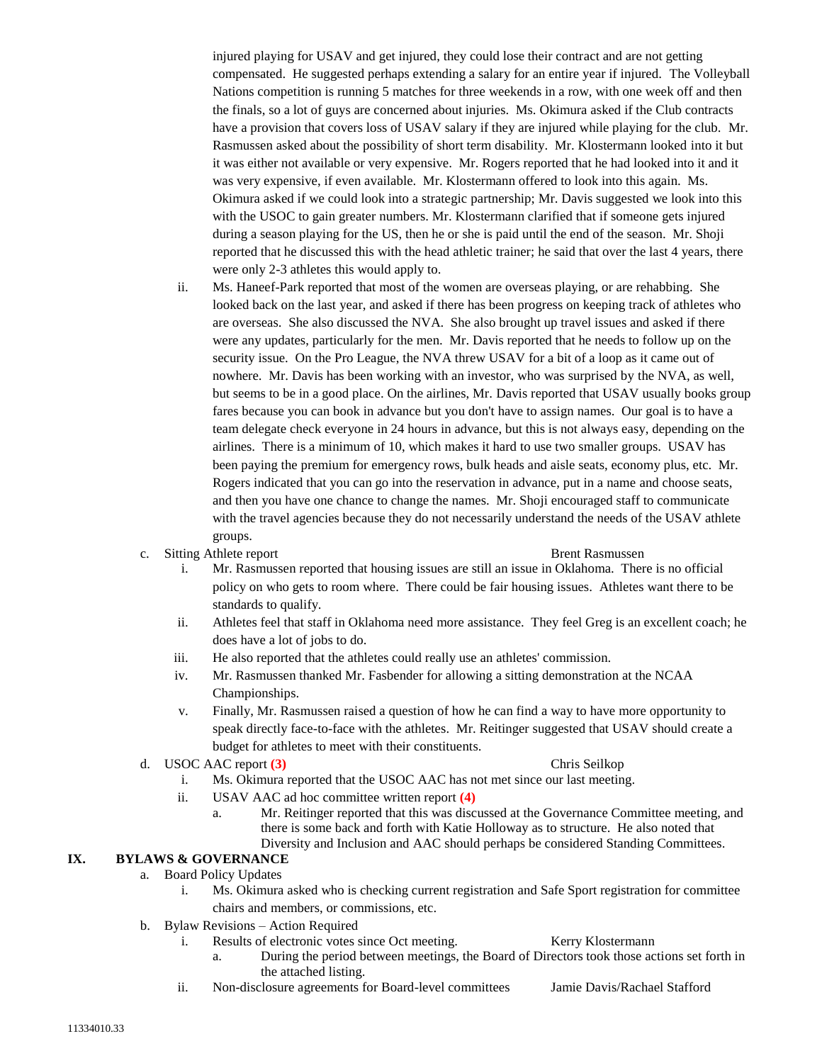injured playing for USAV and get injured, they could lose their contract and are not getting compensated. He suggested perhaps extending a salary for an entire year if injured. The Volleyball Nations competition is running 5 matches for three weekends in a row, with one week off and then the finals, so a lot of guys are concerned about injuries. Ms. Okimura asked if the Club contracts have a provision that covers loss of USAV salary if they are injured while playing for the club. Mr. Rasmussen asked about the possibility of short term disability. Mr. Klostermann looked into it but it was either not available or very expensive. Mr. Rogers reported that he had looked into it and it was very expensive, if even available. Mr. Klostermann offered to look into this again. Ms. Okimura asked if we could look into a strategic partnership; Mr. Davis suggested we look into this with the USOC to gain greater numbers. Mr. Klostermann clarified that if someone gets injured during a season playing for the US, then he or she is paid until the end of the season. Mr. Shoji reported that he discussed this with the head athletic trainer; he said that over the last 4 years, there were only 2-3 athletes this would apply to.

ii. Ms. Haneef-Park reported that most of the women are overseas playing, or are rehabbing. She looked back on the last year, and asked if there has been progress on keeping track of athletes who are overseas. She also discussed the NVA. She also brought up travel issues and asked if there were any updates, particularly for the men. Mr. Davis reported that he needs to follow up on the security issue. On the Pro League, the NVA threw USAV for a bit of a loop as it came out of nowhere. Mr. Davis has been working with an investor, who was surprised by the NVA, as well, but seems to be in a good place. On the airlines, Mr. Davis reported that USAV usually books group fares because you can book in advance but you don't have to assign names. Our goal is to have a team delegate check everyone in 24 hours in advance, but this is not always easy, depending on the airlines. There is a minimum of 10, which makes it hard to use two smaller groups. USAV has been paying the premium for emergency rows, bulk heads and aisle seats, economy plus, etc. Mr. Rogers indicated that you can go into the reservation in advance, put in a name and choose seats, and then you have one chance to change the names. Mr. Shoji encouraged staff to communicate with the travel agencies because they do not necessarily understand the needs of the USAV athlete groups.

c. Sitting Athlete report — Brent Rasmussen

i. Mr. Rasmussen reported that housing issues are still an issue in Oklahoma. There is no official policy on who gets to room where. There could be fair housing issues. Athletes want there to be standards to qualify.

ii. Athletes feel that staff in Oklahoma need more assistance. They feel Greg is an excellent coach; he does have a lot of jobs to do.

iii. He also reported that the athletes could really use an athletes' commission.

iv. Mr. Rasmussen thanked Mr. Fasbender for allowing a sitting demonstration at the NCAA Championships.

v. Finally, Mr. Rasmussen raised a question of how he can find a way to have more opportunity to speak directly face-to-face with the athletes. Mr. Reitinger suggested that USAV should create a budget for athletes to meet with their constituents.

d. USOC AAC report **(3)** — Chris Seilkop

i. Ms. Okimura reported that the USOC AAC has not met since our last meeting.

ii. USAV AAC ad hoc committee written report **(4)**

a. Mr. Reitinger reported that this was discussed at the Governance Committee meeting, and there is some back and forth with Katie Holloway as to structure. He also noted that Diversity and Inclusion and AAC should perhaps be considered Standing Committees.

## IX. BYLAWS & GOVERNANCE

a. Board Policy Updates

i. Ms. Okimura asked who is checking current registration and Safe Sport registration for committee chairs and members, or commissions, etc.

b. Bylaw Revisions – Action Required

i. Results of electronic votes since Oct meeting. — Kerry Klostermann

a. During the period between meetings, the Board of Directors took those actions set forth in the attached listing.

ii. Non-disclosure agreements for Board-level committees — Jamie Davis/Rachael Stafford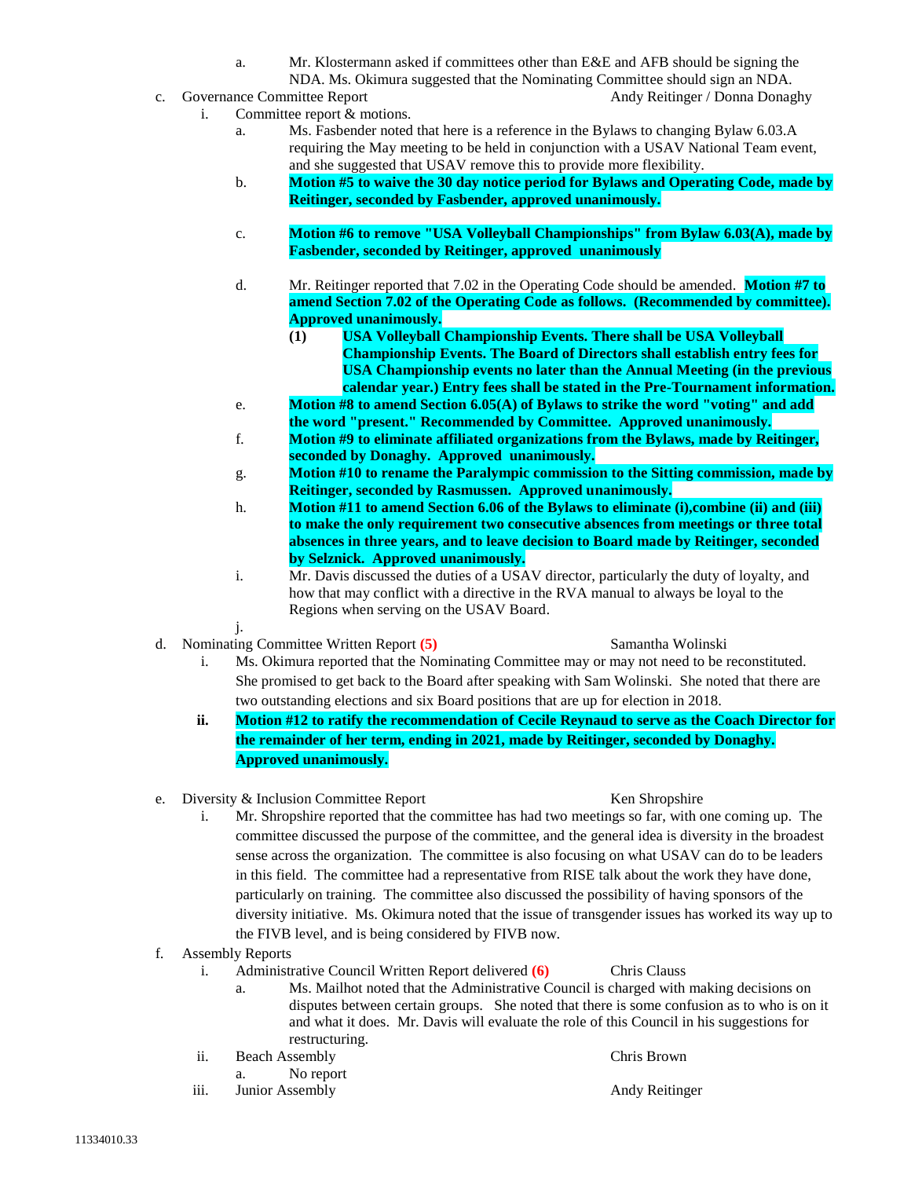a. Mr. Klostermann asked if committees other than E&E and AFB should be signing the NDA. Ms. Okimura suggested that the Nominating Committee should sign an NDA.

c. Governance Committee Report — Andy Reitinger / Donna Donaghy

i. Committee report & motions.

a. Ms. Fasbender noted that here is a reference in the Bylaws to changing Bylaw 6.03.A requiring the May meeting to be held in conjunction with a USAV National Team event, and she suggested that USAV remove this to provide more flexibility.

b. **Motion #5 to waive the 30 day notice period for Bylaws and Operating Code, made by Reitinger, seconded by Fasbender, approved unanimously.**

c. **Motion #6 to remove "USA Volleyball Championships" from Bylaw 6.03(A), made by Fasbender, seconded by Reitinger, approved unanimously**

d. Mr. Reitinger reported that 7.02 in the Operating Code should be amended. **Motion #7 to amend Section 7.02 of the Operating Code as follows. (Recommended by committee). Approved unanimously.**

**(1) USA Volleyball Championship Events. There shall be USA Volleyball Championship Events. The Board of Directors shall establish entry fees for USA Championship events no later than the Annual Meeting (in the previous calendar year.) Entry fees shall be stated in the Pre-Tournament information.**

e. **Motion #8 to amend Section 6.05(A) of Bylaws to strike the word "voting" and add the word "present." Recommended by Committee. Approved unanimously.**

f. **Motion #9 to eliminate affiliated organizations from the Bylaws, made by Reitinger, seconded by Donaghy. Approved unanimously.**

g. **Motion #10 to rename the Paralympic commission to the Sitting commission, made by Reitinger, seconded by Rasmussen. Approved unanimously.**

h. **Motion #11 to amend Section 6.06 of the Bylaws to eliminate (i),combine (ii) and (iii) to make the only requirement two consecutive absences from meetings or three total absences in three years, and to leave decision to Board made by Reitinger, seconded by Selznick. Approved unanimously.**

i. Mr. Davis discussed the duties of a USAV director, particularly the duty of loyalty, and how that may conflict with a directive in the RVA manual to always be loyal to the Regions when serving on the USAV Board.

j.

d. Nominating Committee Written Report **(5)** — Samantha Wolinski

i. Ms. Okimura reported that the Nominating Committee may or may not need to be reconstituted. She promised to get back to the Board after speaking with Sam Wolinski. She noted that there are two outstanding elections and six Board positions that are up for election in 2018.

**ii. Motion #12 to ratify the recommendation of Cecile Reynaud to serve as the Coach Director for the remainder of her term, ending in 2021, made by Reitinger, seconded by Donaghy. Approved unanimously.**

e. Diversity & Inclusion Committee Report — Ken Shropshire

i. Mr. Shropshire reported that the committee has had two meetings so far, with one coming up. The committee discussed the purpose of the committee, and the general idea is diversity in the broadest sense across the organization. The committee is also focusing on what USAV can do to be leaders in this field. The committee had a representative from RISE talk about the work they have done, particularly on training. The committee also discussed the possibility of having sponsors of the diversity initiative. Ms. Okimura noted that the issue of transgender issues has worked its way up to the FIVB level, and is being considered by FIVB now.

f. Assembly Reports

i. Administrative Council Written Report delivered **(6)** — Chris Clauss

a. Ms. Mailhot noted that the Administrative Council is charged with making decisions on disputes between certain groups. She noted that there is some confusion as to who is on it and what it does. Mr. Davis will evaluate the role of this Council in his suggestions for restructuring.

ii. Beach Assembly — Chris Brown

a. No report

iii. Junior Assembly — Andy Reitinger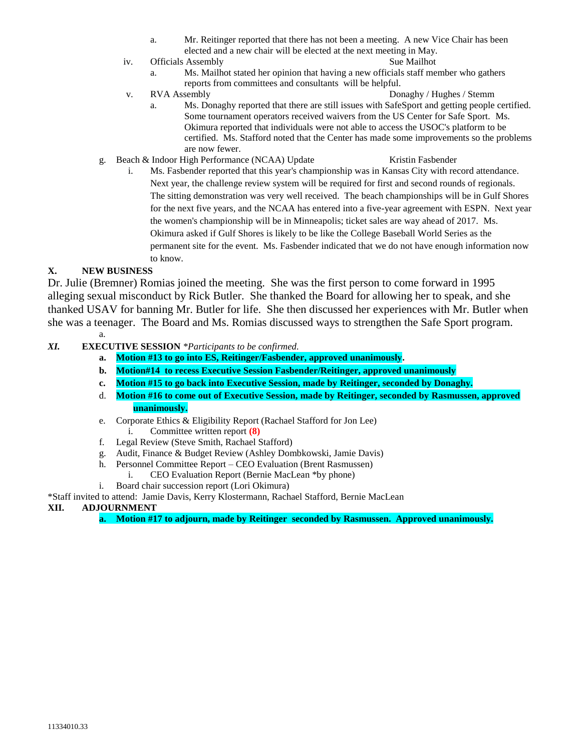a. Mr. Reitinger reported that there has not been a meeting. A new Vice Chair has been elected and a new chair will be elected at the next meeting in May.

iv. Officials Assembly — Sue Mailhot

a. Ms. Mailhot stated her opinion that having a new officials staff member who gathers reports from committees and consultants will be helpful.

v. RVA Assembly — Donaghy / Hughes / Stemm

a. Ms. Donaghy reported that there are still issues with SafeSport and getting people certified. Some tournament operators received waivers from the US Center for Safe Sport. Ms. Okimura reported that individuals were not able to access the USOC's platform to be certified. Ms. Stafford noted that the Center has made some improvements so the problems are now fewer.

g. Beach & Indoor High Performance (NCAA) Update — Kristin Fasbender

i. Ms. Fasbender reported that this year's championship was in Kansas City with record attendance. Next year, the challenge review system will be required for first and second rounds of regionals. The sitting demonstration was very well received. The beach championships will be in Gulf Shores for the next five years, and the NCAA has entered into a five-year agreement with ESPN. Next year the women's championship will be in Minneapolis; ticket sales are way ahead of 2017. Ms. Okimura asked if Gulf Shores is likely to be like the College Baseball World Series as the permanent site for the event. Ms. Fasbender indicated that we do not have enough information now to know.

## X. NEW BUSINESS

Dr. Julie (Bremner) Romias joined the meeting. She was the first person to come forward in 1995 alleging sexual misconduct by Rick Butler. She thanked the Board for allowing her to speak, and she thanked USAV for banning Mr. Butler for life. She then discussed her experiences with Mr. Butler when she was a teenager. The Board and Ms. Romias discussed ways to strengthen the Safe Sport program.

a.

## *XI.* EXECUTIVE SESSION *\*Participants to be confirmed.*

a. **Motion #13 to go into ES, Reitinger/Fasbender, approved unanimously.**

b. **Motion#14 to recess Executive Session Fasbender/Reitinger, approved unanimously**

c. **Motion #15 to go back into Executive Session, made by Reitinger, seconded by Donaghy.**

d. **Motion #16 to come out of Executive Session, made by Reitinger, seconded by Rasmussen, approved unanimously.**

e. Corporate Ethics & Eligibility Report (Rachael Stafford for Jon Lee)
   - i. Committee written report **(8)**

f. Legal Review (Steve Smith, Rachael Stafford)

g. Audit, Finance & Budget Review (Ashley Dombkowski, Jamie Davis)

h. Personnel Committee Report – CEO Evaluation (Brent Rasmussen)
   - i. CEO Evaluation Report (Bernie MacLean \*by phone)

i. Board chair succession report (Lori Okimura)

\*Staff invited to attend: Jamie Davis, Kerry Klostermann, Rachael Stafford, Bernie MacLean

## XII. ADJOURNMENT

a. **Motion #17 to adjourn, made by Reitinger seconded by Rasmussen. Approved unanimously.**

11334010.33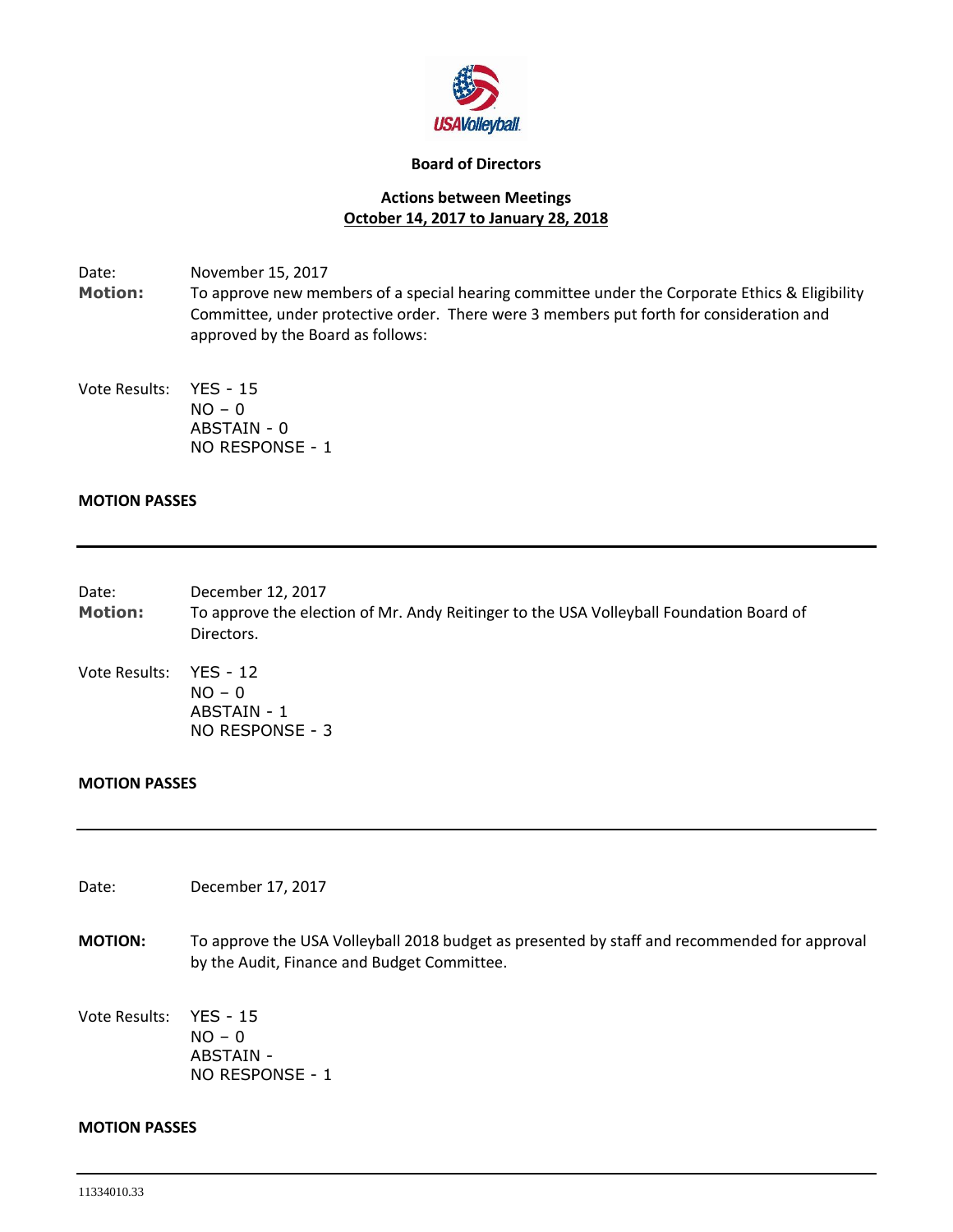**Board of Directors**

**Actions between Meetings**
**October 14, 2017 to January 28, 2018**

Date: November 15, 2017

**Motion:** To approve new members of a special hearing committee under the Corporate Ethics & Eligibility Committee, under protective order. There were 3 members put forth for consideration and approved by the Board as follows:

Vote Results: YES - 15
NO – 0
ABSTAIN - 0
NO RESPONSE - 1

**MOTION PASSES**

---

Date: December 12, 2017

**Motion:** To approve the election of Mr. Andy Reitinger to the USA Volleyball Foundation Board of Directors.

Vote Results: YES - 12
NO – 0
ABSTAIN - 1
NO RESPONSE - 3

**MOTION PASSES**

---

Date: December 17, 2017

**MOTION:** To approve the USA Volleyball 2018 budget as presented by staff and recommended for approval by the Audit, Finance and Budget Committee.

Vote Results: YES - 15
NO – 0
ABSTAIN -
NO RESPONSE - 1

**MOTION PASSES**

---

11334010.33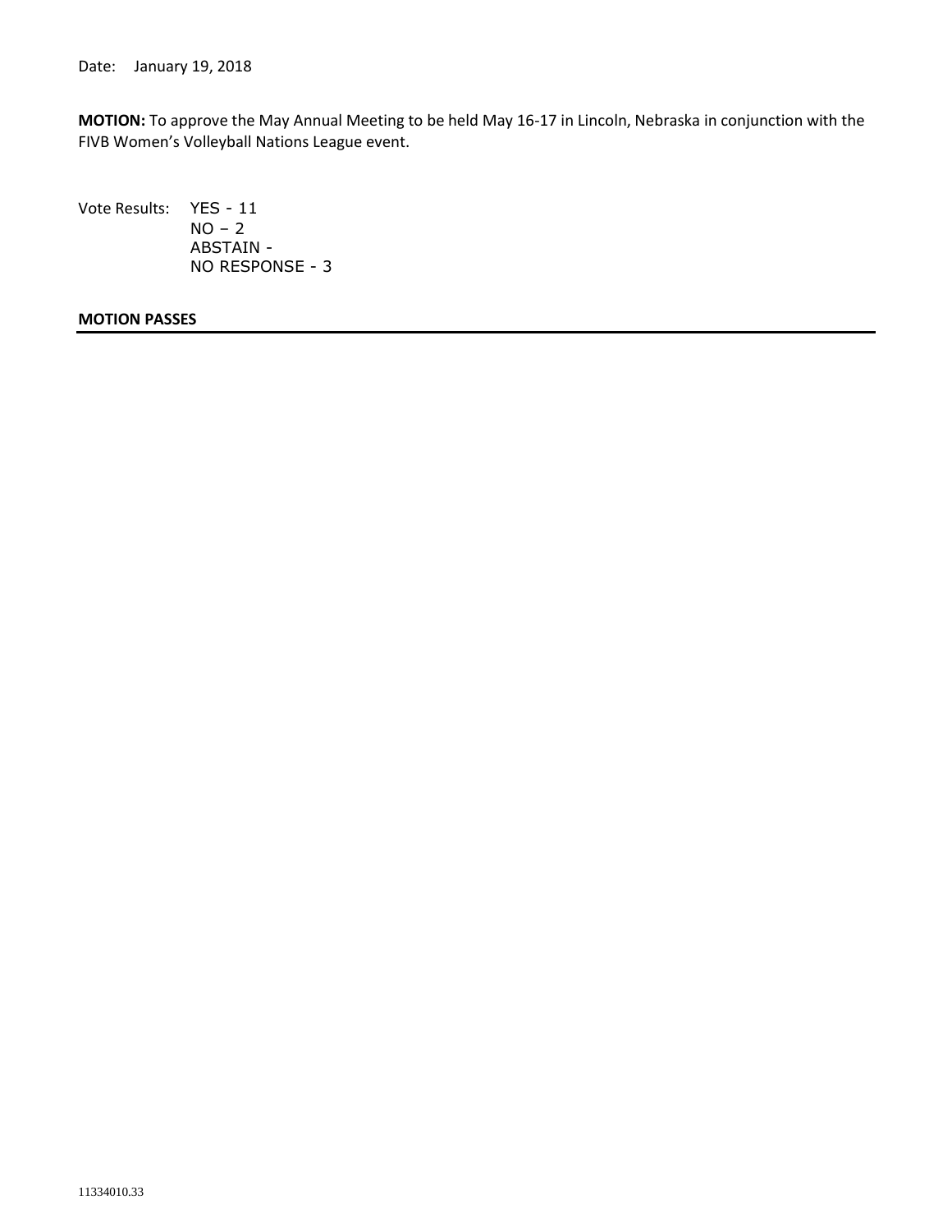Date: January 19, 2018

**MOTION:** To approve the May Annual Meeting to be held May 16-17 in Lincoln, Nebraska in conjunction with the FIVB Women's Volleyball Nations League event.

Vote Results: YES - 11
NO – 2
ABSTAIN -
NO RESPONSE - 3

**MOTION PASSES**

11334010.33